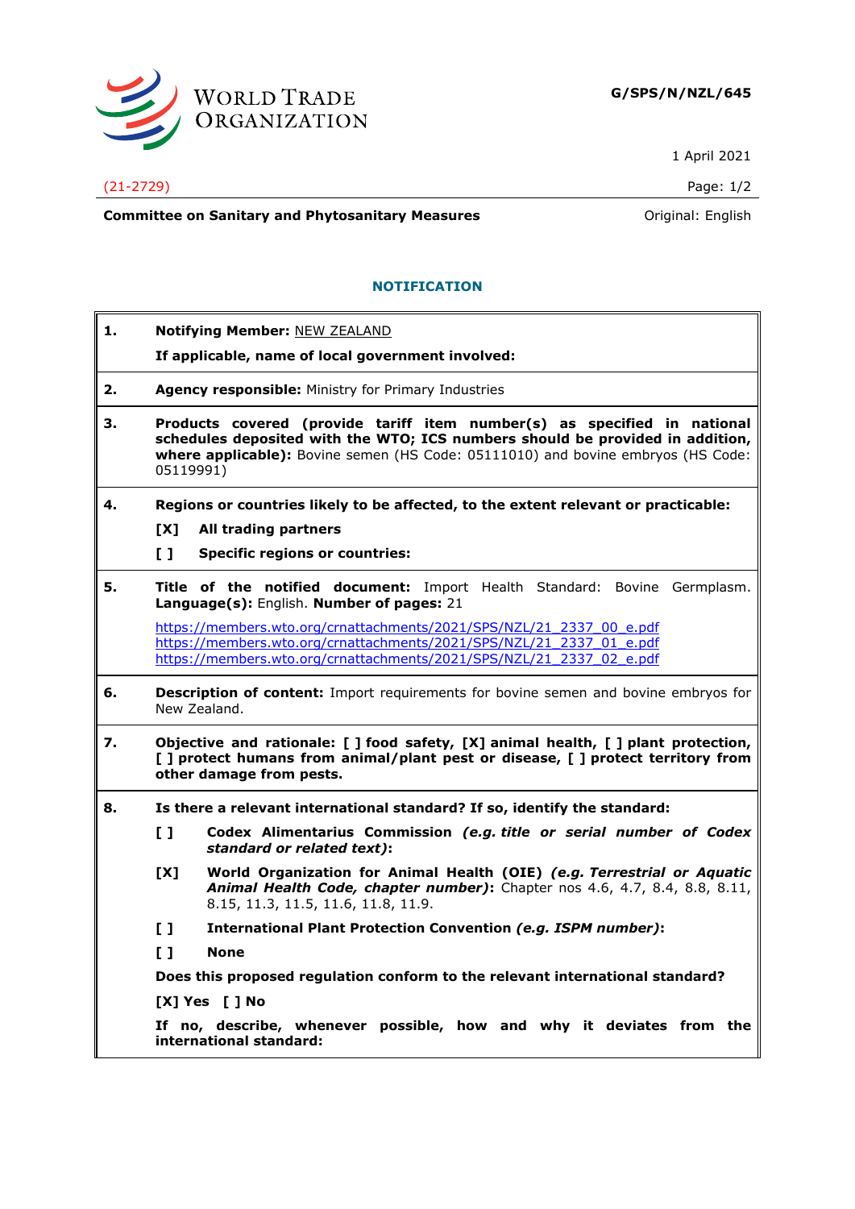WORLD TRADE ORGANIZATION

**G/SPS/N/NZL/645**

1 April 2021

(21-2729)

**Committee on Sanitary and Phytosanitary Measures**

Original: English

## NOTIFICATION

**1. Notifying Member:** NEW ZEALAND

**If applicable, name of local government involved:**

**2. Agency responsible:** Ministry for Primary Industries

**3. Products covered (provide tariff item number(s) as specified in national schedules deposited with the WTO; ICS numbers should be provided in addition, where applicable):** Bovine semen (HS Code: 05111010) and bovine embryos (HS Code: 05119991)

**4. Regions or countries likely to be affected, to the extent relevant or practicable:**

[X] **All trading partners**

[ ] **Specific regions or countries:**

**5. Title of the notified document:** Import Health Standard: Bovine Germplasm. **Language(s):** English. **Number of pages:** 21

https://members.wto.org/crnattachments/2021/SPS/NZL/21_2337_00_e.pdf
https://members.wto.org/crnattachments/2021/SPS/NZL/21_2337_01_e.pdf
https://members.wto.org/crnattachments/2021/SPS/NZL/21_2337_02_e.pdf

**6. Description of content:** Import requirements for bovine semen and bovine embryos for New Zealand.

**7. Objective and rationale: [ ] food safety, [X] animal health, [ ] plant protection, [ ] protect humans from animal/plant pest or disease, [ ] protect territory from other damage from pests.**

**8. Is there a relevant international standard? If so, identify the standard:**

[ ] **Codex Alimentarius Commission *(e.g. title or serial number of Codex standard or related text)*:**

[X] **World Organization for Animal Health (OIE) *(e.g. Terrestrial or Aquatic Animal Health Code, chapter number)*:** Chapter nos 4.6, 4.7, 8.4, 8.8, 8.11, 8.15, 11.3, 11.5, 11.6, 11.8, 11.9.

[ ] **International Plant Protection Convention *(e.g. ISPM number)*:**

[ ] **None**

**Does this proposed regulation conform to the relevant international standard?**

**[X] Yes [ ] No**

**If no, describe, whenever possible, how and why it deviates from the international standard:**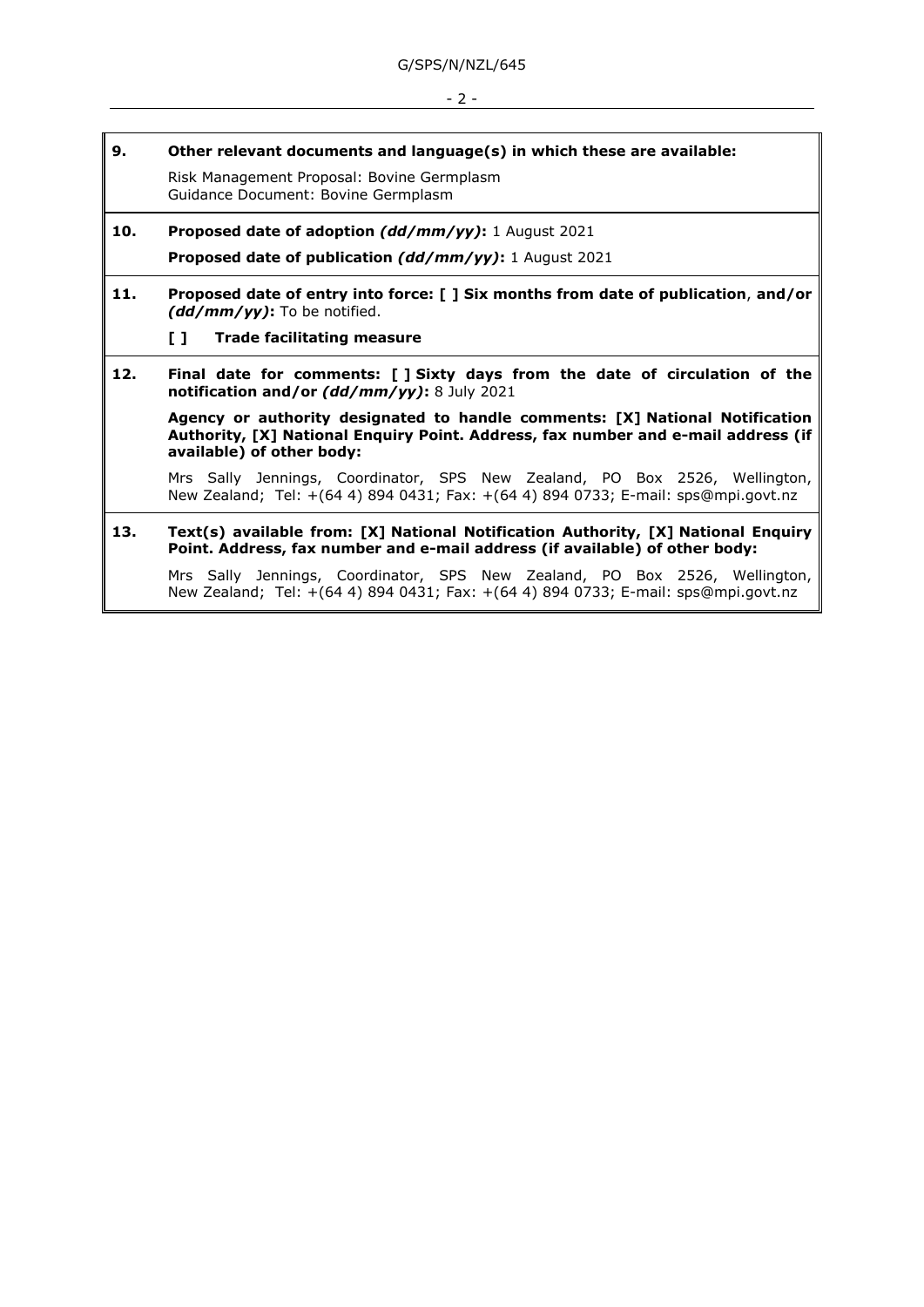**9. Other relevant documents and language(s) in which these are available:**

Risk Management Proposal: Bovine Germplasm
Guidance Document: Bovine Germplasm

**10. Proposed date of adoption *(dd/mm/yy)*:** 1 August 2021

**Proposed date of publication *(dd/mm/yy)*:** 1 August 2021

**11. Proposed date of entry into force: [ ] Six months from date of publication**, **and/or *(dd/mm/yy)*:** To be notified.

**[ ] Trade facilitating measure**

**12. Final date for comments: [ ] Sixty days from the date of circulation of the notification and/or *(dd/mm/yy)*:** 8 July 2021

**Agency or authority designated to handle comments: [X] National Notification Authority, [X] National Enquiry Point. Address, fax number and e-mail address (if available) of other body:**

Mrs Sally Jennings, Coordinator, SPS New Zealand, PO Box 2526, Wellington, New Zealand; Tel: +(64 4) 894 0431; Fax: +(64 4) 894 0733; E-mail: sps@mpi.govt.nz

**13. Text(s) available from: [X] National Notification Authority, [X] National Enquiry Point. Address, fax number and e-mail address (if available) of other body:**

Mrs Sally Jennings, Coordinator, SPS New Zealand, PO Box 2526, Wellington, New Zealand; Tel: +(64 4) 894 0431; Fax: +(64 4) 894 0733; E-mail: sps@mpi.govt.nz